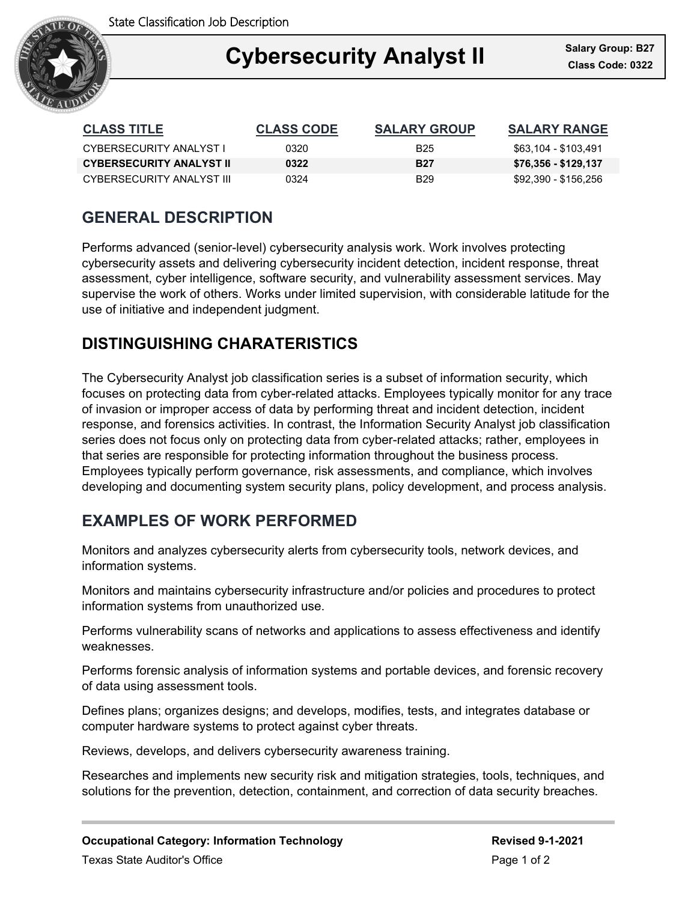State Classification Job Description

# Cybersecurity Analyst II

**Salary Group: B27**
**Class Code: 0322**

| CLASS TITLE | CLASS CODE | SALARY GROUP | SALARY RANGE |
|---|---|---|---|
| CYBERSECURITY ANALYST I | 0320 | B25 | $63,104 - $103,491 |
| **CYBERSECURITY ANALYST II** | **0322** | **B27** | **$76,356 - $129,137** |
| CYBERSECURITY ANALYST III | 0324 | B29 | $92,390 - $156,256 |

## GENERAL DESCRIPTION

Performs advanced (senior-level) cybersecurity analysis work. Work involves protecting cybersecurity assets and delivering cybersecurity incident detection, incident response, threat assessment, cyber intelligence, software security, and vulnerability assessment services. May supervise the work of others. Works under limited supervision, with considerable latitude for the use of initiative and independent judgment.

## DISTINGUISHING CHARATERISTICS

The Cybersecurity Analyst job classification series is a subset of information security, which focuses on protecting data from cyber-related attacks. Employees typically monitor for any trace of invasion or improper access of data by performing threat and incident detection, incident response, and forensics activities. In contrast, the Information Security Analyst job classification series does not focus only on protecting data from cyber-related attacks; rather, employees in that series are responsible for protecting information throughout the business process. Employees typically perform governance, risk assessments, and compliance, which involves developing and documenting system security plans, policy development, and process analysis.

## EXAMPLES OF WORK PERFORMED

Monitors and analyzes cybersecurity alerts from cybersecurity tools, network devices, and information systems.

Monitors and maintains cybersecurity infrastructure and/or policies and procedures to protect information systems from unauthorized use.

Performs vulnerability scans of networks and applications to assess effectiveness and identify weaknesses.

Performs forensic analysis of information systems and portable devices, and forensic recovery of data using assessment tools.

Defines plans; organizes designs; and develops, modifies, tests, and integrates database or computer hardware systems to protect against cyber threats.

Reviews, develops, and delivers cybersecurity awareness training.

Researches and implements new security risk and mitigation strategies, tools, techniques, and solutions for the prevention, detection, containment, and correction of data security breaches.

**Occupational Category: Information Technology**
Texas State Auditor's Office

**Revised 9-1-2021**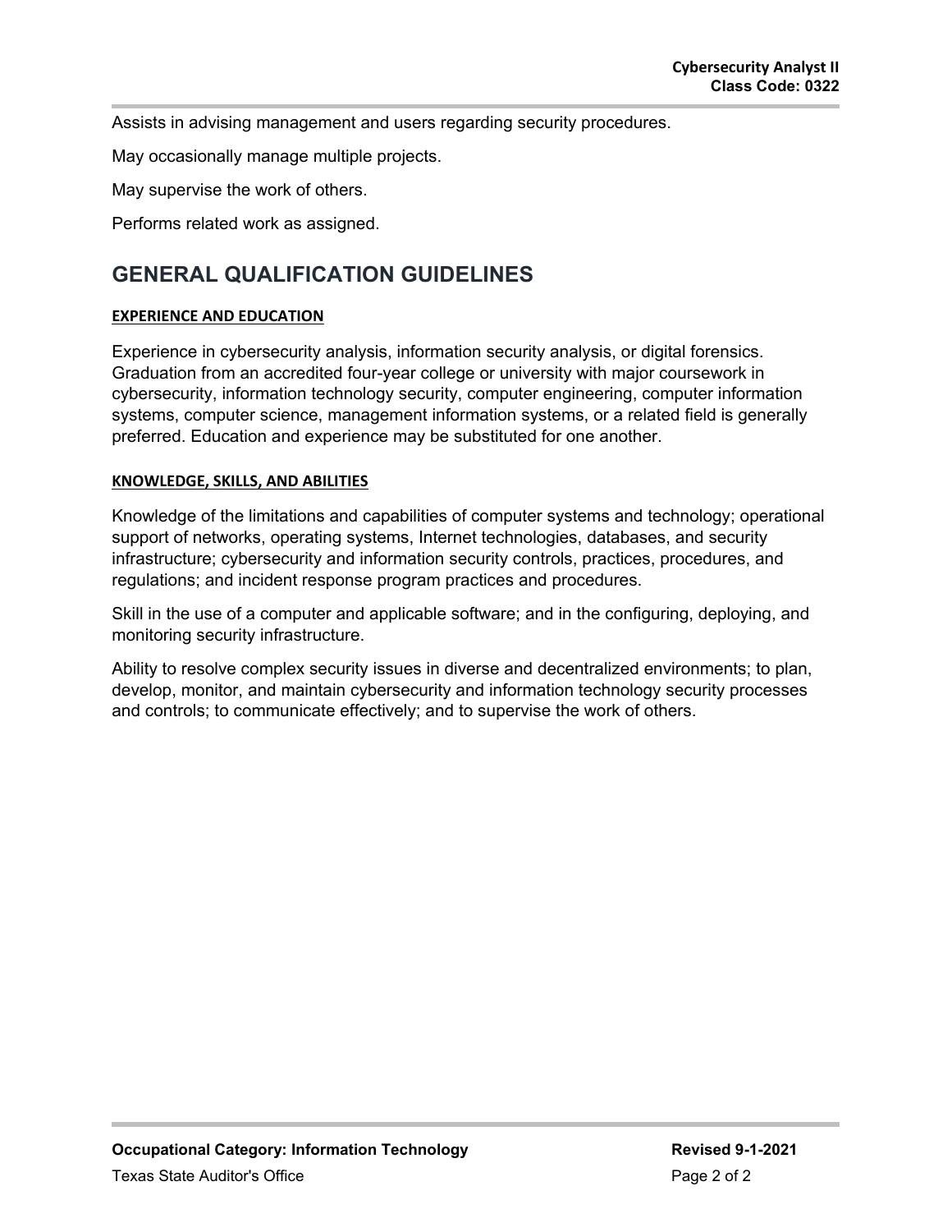Assists in advising management and users regarding security procedures.

May occasionally manage multiple projects.

May supervise the work of others.

Performs related work as assigned.

## GENERAL QUALIFICATION GUIDELINES

### EXPERIENCE AND EDUCATION

Experience in cybersecurity analysis, information security analysis, or digital forensics. Graduation from an accredited four-year college or university with major coursework in cybersecurity, information technology security, computer engineering, computer information systems, computer science, management information systems, or a related field is generally preferred. Education and experience may be substituted for one another.

### KNOWLEDGE, SKILLS, AND ABILITIES

Knowledge of the limitations and capabilities of computer systems and technology; operational support of networks, operating systems, Internet technologies, databases, and security infrastructure; cybersecurity and information security controls, practices, procedures, and regulations; and incident response program practices and procedures.

Skill in the use of a computer and applicable software; and in the configuring, deploying, and monitoring security infrastructure.

Ability to resolve complex security issues in diverse and decentralized environments; to plan, develop, monitor, and maintain cybersecurity and information technology security processes and controls; to communicate effectively; and to supervise the work of others.